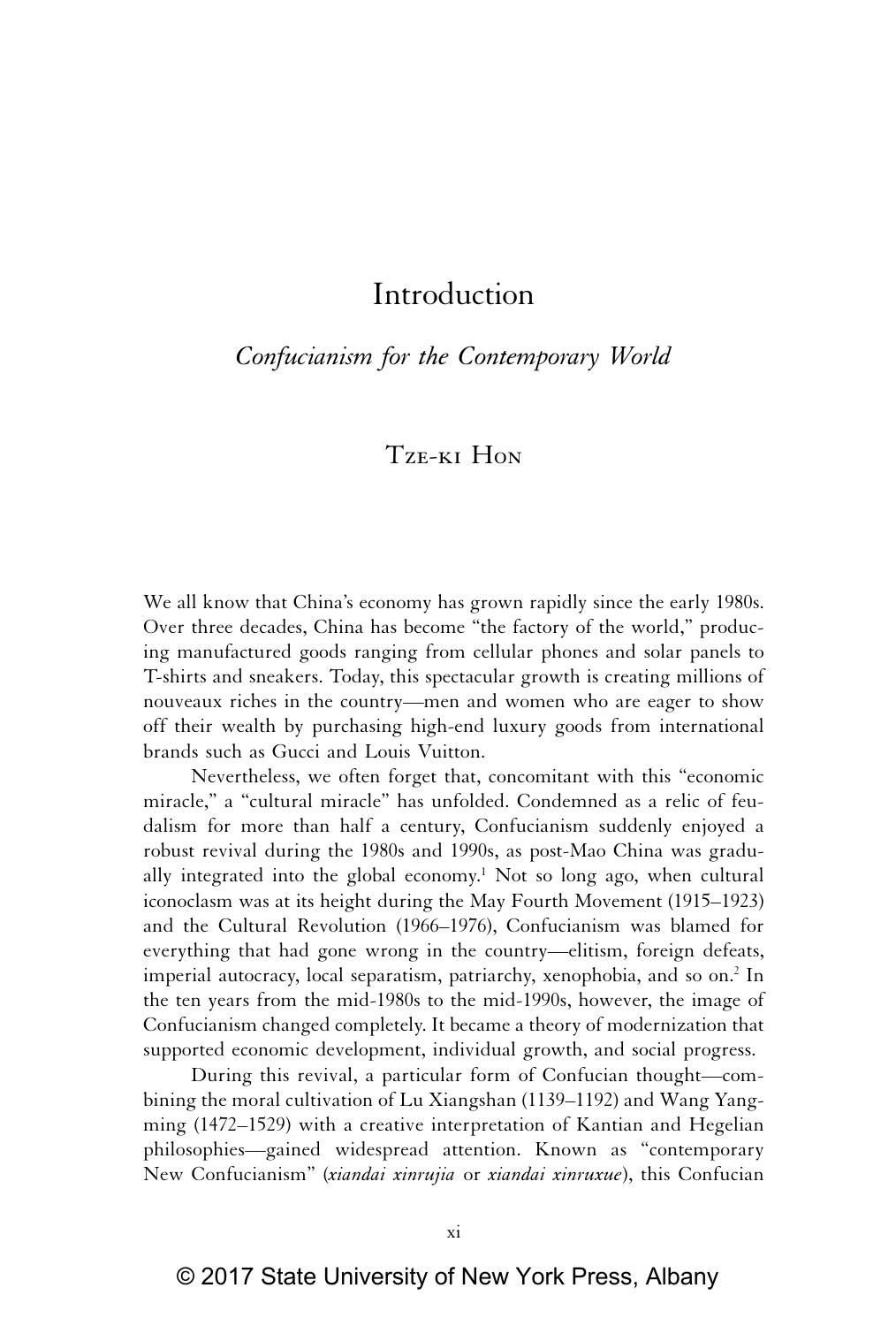# Introduction

## *Confucianism for the Contemporary World*

Tze-ki Hon

We all know that China's economy has grown rapidly since the early 1980s. Over three decades, China has become "the factory of the world," producing manufactured goods ranging from cellular phones and solar panels to T-shirts and sneakers. Today, this spectacular growth is creating millions of nouveaux riches in the country—men and women who are eager to show off their wealth by purchasing high-end luxury goods from international brands such as Gucci and Louis Vuitton.

Nevertheless, we often forget that, concomitant with this "economic miracle," a "cultural miracle" has unfolded. Condemned as a relic of feudalism for more than half a century, Confucianism suddenly enjoyed a robust revival during the 1980s and 1990s, as post-Mao China was gradually integrated into the global economy.[1] Not so long ago, when cultural iconoclasm was at its height during the May Fourth Movement (1915–1923) and the Cultural Revolution (1966–1976), Confucianism was blamed for everything that had gone wrong in the country—elitism, foreign defeats, imperial autocracy, local separatism, patriarchy, xenophobia, and so on.[2] In the ten years from the mid-1980s to the mid-1990s, however, the image of Confucianism changed completely. It became a theory of modernization that supported economic development, individual growth, and social progress.

During this revival, a particular form of Confucian thought—combining the moral cultivation of Lu Xiangshan (1139–1192) and Wang Yangming (1472–1529) with a creative interpretation of Kantian and Hegelian philosophies—gained widespread attention. Known as "contemporary New Confucianism" (*xiandai xinrujia* or *xiandai xinruxue*), this Confucian

© 2017 State University of New York Press, Albany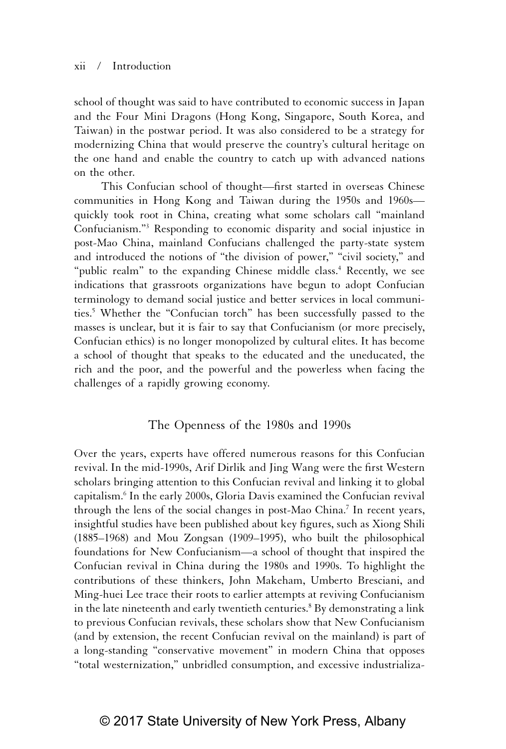school of thought was said to have contributed to economic success in Japan and the Four Mini Dragons (Hong Kong, Singapore, South Korea, and Taiwan) in the postwar period. It was also considered to be a strategy for modernizing China that would preserve the country's cultural heritage on the one hand and enable the country to catch up with advanced nations on the other.

This Confucian school of thought—first started in overseas Chinese communities in Hong Kong and Taiwan during the 1950s and 1960s—quickly took root in China, creating what some scholars call "mainland Confucianism."[3] Responding to economic disparity and social injustice in post-Mao China, mainland Confucians challenged the party-state system and introduced the notions of "the division of power," "civil society," and "public realm" to the expanding Chinese middle class.[4] Recently, we see indications that grassroots organizations have begun to adopt Confucian terminology to demand social justice and better services in local communities.[5] Whether the "Confucian torch" has been successfully passed to the masses is unclear, but it is fair to say that Confucianism (or more precisely, Confucian ethics) is no longer monopolized by cultural elites. It has become a school of thought that speaks to the educated and the uneducated, the rich and the poor, and the powerful and the powerless when facing the challenges of a rapidly growing economy.

## The Openness of the 1980s and 1990s

Over the years, experts have offered numerous reasons for this Confucian revival. In the mid-1990s, Arif Dirlik and Jing Wang were the first Western scholars bringing attention to this Confucian revival and linking it to global capitalism.[6] In the early 2000s, Gloria Davis examined the Confucian revival through the lens of the social changes in post-Mao China.[7] In recent years, insightful studies have been published about key figures, such as Xiong Shili (1885–1968) and Mou Zongsan (1909–1995), who built the philosophical foundations for New Confucianism—a school of thought that inspired the Confucian revival in China during the 1980s and 1990s. To highlight the contributions of these thinkers, John Makeham, Umberto Bresciani, and Ming-huei Lee trace their roots to earlier attempts at reviving Confucianism in the late nineteenth and early twentieth centuries.[8] By demonstrating a link to previous Confucian revivals, these scholars show that New Confucianism (and by extension, the recent Confucian revival on the mainland) is part of a long-standing "conservative movement" in modern China that opposes "total westernization," unbridled consumption, and excessive industrializa-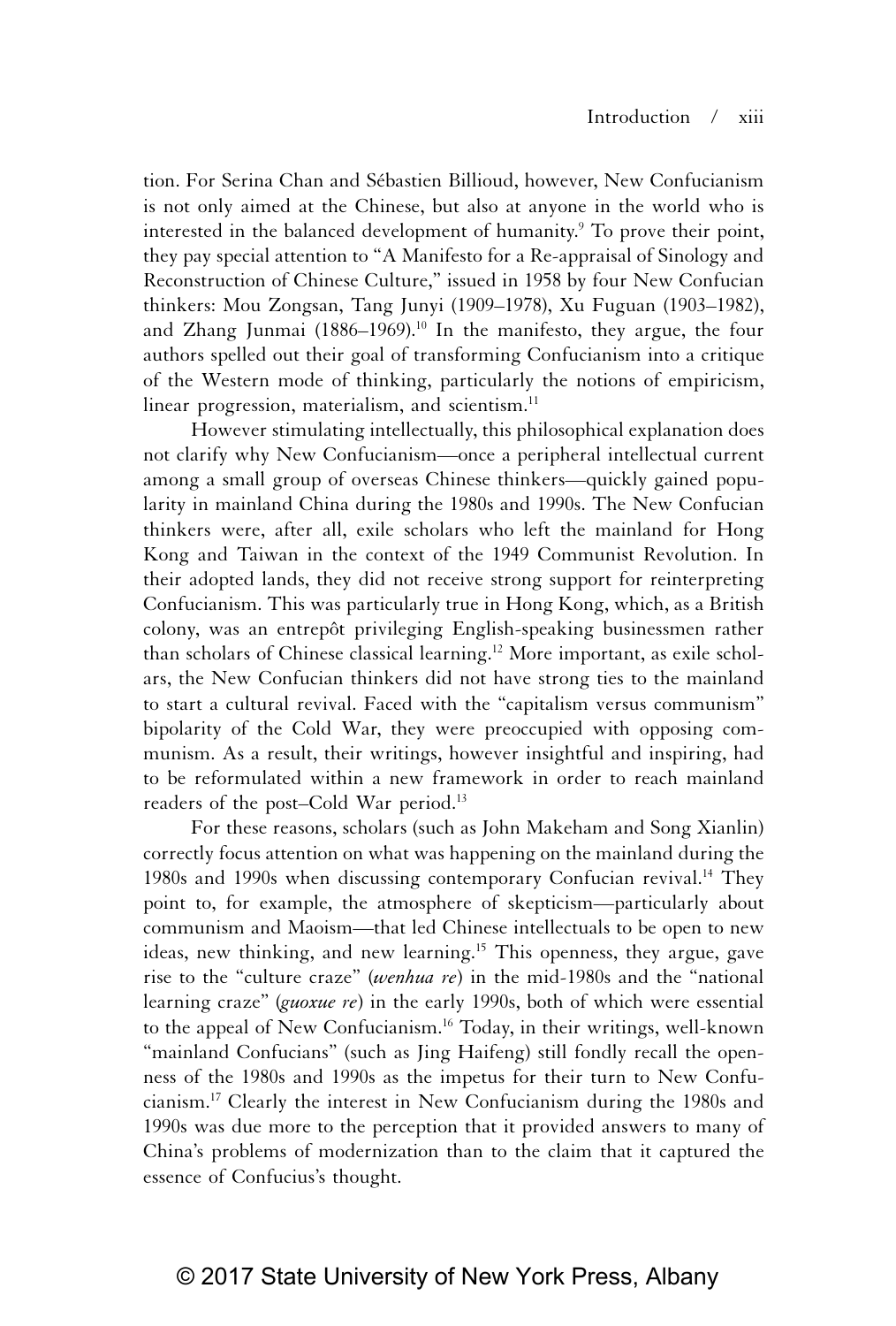tion. For Serina Chan and Sébastien Billioud, however, New Confucianism is not only aimed at the Chinese, but also at anyone in the world who is interested in the balanced development of humanity.[9] To prove their point, they pay special attention to "A Manifesto for a Re-appraisal of Sinology and Reconstruction of Chinese Culture," issued in 1958 by four New Confucian thinkers: Mou Zongsan, Tang Junyi (1909–1978), Xu Fuguan (1903–1982), and Zhang Junmai (1886–1969).[10] In the manifesto, they argue, the four authors spelled out their goal of transforming Confucianism into a critique of the Western mode of thinking, particularly the notions of empiricism, linear progression, materialism, and scientism.[11]

However stimulating intellectually, this philosophical explanation does not clarify why New Confucianism—once a peripheral intellectual current among a small group of overseas Chinese thinkers—quickly gained popularity in mainland China during the 1980s and 1990s. The New Confucian thinkers were, after all, exile scholars who left the mainland for Hong Kong and Taiwan in the context of the 1949 Communist Revolution. In their adopted lands, they did not receive strong support for reinterpreting Confucianism. This was particularly true in Hong Kong, which, as a British colony, was an entrepôt privileging English-speaking businessmen rather than scholars of Chinese classical learning.[12] More important, as exile scholars, the New Confucian thinkers did not have strong ties to the mainland to start a cultural revival. Faced with the "capitalism versus communism" bipolarity of the Cold War, they were preoccupied with opposing communism. As a result, their writings, however insightful and inspiring, had to be reformulated within a new framework in order to reach mainland readers of the post–Cold War period.[13]

For these reasons, scholars (such as John Makeham and Song Xianlin) correctly focus attention on what was happening on the mainland during the 1980s and 1990s when discussing contemporary Confucian revival.[14] They point to, for example, the atmosphere of skepticism—particularly about communism and Maoism—that led Chinese intellectuals to be open to new ideas, new thinking, and new learning.[15] This openness, they argue, gave rise to the "culture craze" (*wenhua re*) in the mid-1980s and the "national learning craze" (*guoxue re*) in the early 1990s, both of which were essential to the appeal of New Confucianism.[16] Today, in their writings, well-known "mainland Confucians" (such as Jing Haifeng) still fondly recall the openness of the 1980s and 1990s as the impetus for their turn to New Confucianism.[17] Clearly the interest in New Confucianism during the 1980s and 1990s was due more to the perception that it provided answers to many of China's problems of modernization than to the claim that it captured the essence of Confucius's thought.

© 2017 State University of New York Press, Albany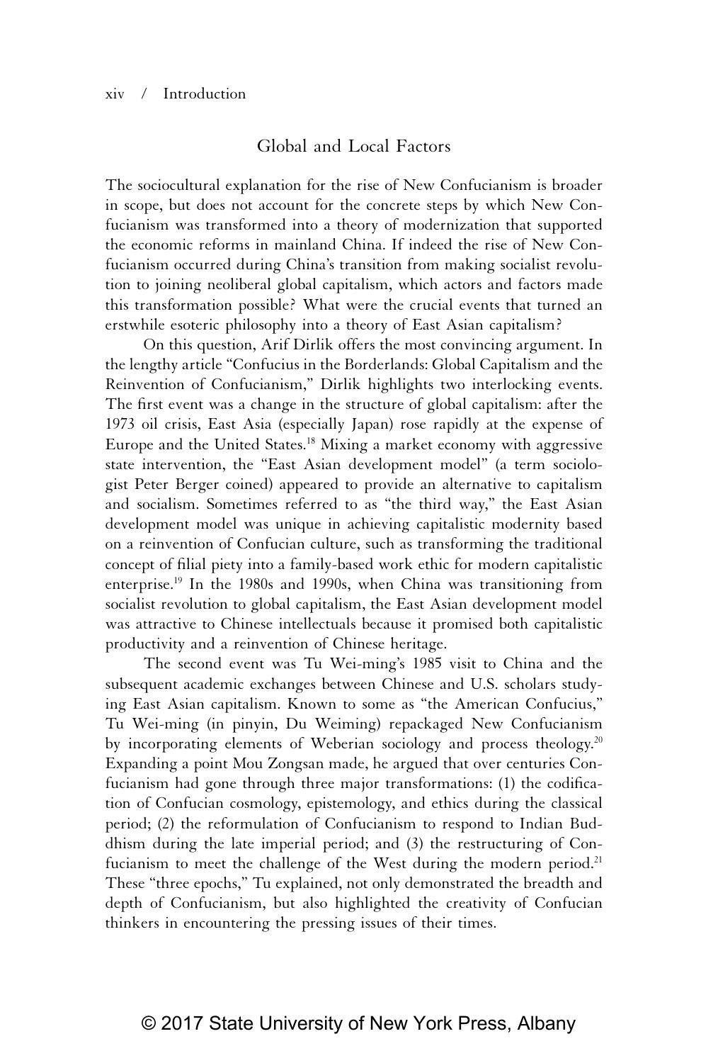## Global and Local Factors

The sociocultural explanation for the rise of New Confucianism is broader in scope, but does not account for the concrete steps by which New Confucianism was transformed into a theory of modernization that supported the economic reforms in mainland China. If indeed the rise of New Confucianism occurred during China's transition from making socialist revolution to joining neoliberal global capitalism, which actors and factors made this transformation possible? What were the crucial events that turned an erstwhile esoteric philosophy into a theory of East Asian capitalism?

On this question, Arif Dirlik offers the most convincing argument. In the lengthy article "Confucius in the Borderlands: Global Capitalism and the Reinvention of Confucianism," Dirlik highlights two interlocking events. The first event was a change in the structure of global capitalism: after the 1973 oil crisis, East Asia (especially Japan) rose rapidly at the expense of Europe and the United States.[18] Mixing a market economy with aggressive state intervention, the "East Asian development model" (a term sociologist Peter Berger coined) appeared to provide an alternative to capitalism and socialism. Sometimes referred to as "the third way," the East Asian development model was unique in achieving capitalistic modernity based on a reinvention of Confucian culture, such as transforming the traditional concept of filial piety into a family-based work ethic for modern capitalistic enterprise.[19] In the 1980s and 1990s, when China was transitioning from socialist revolution to global capitalism, the East Asian development model was attractive to Chinese intellectuals because it promised both capitalistic productivity and a reinvention of Chinese heritage.

The second event was Tu Wei-ming's 1985 visit to China and the subsequent academic exchanges between Chinese and U.S. scholars studying East Asian capitalism. Known to some as "the American Confucius," Tu Wei-ming (in pinyin, Du Weiming) repackaged New Confucianism by incorporating elements of Weberian sociology and process theology.[20] Expanding a point Mou Zongsan made, he argued that over centuries Confucianism had gone through three major transformations: (1) the codification of Confucian cosmology, epistemology, and ethics during the classical period; (2) the reformulation of Confucianism to respond to Indian Buddhism during the late imperial period; and (3) the restructuring of Confucianism to meet the challenge of the West during the modern period.[21] These "three epochs," Tu explained, not only demonstrated the breadth and depth of Confucianism, but also highlighted the creativity of Confucian thinkers in encountering the pressing issues of their times.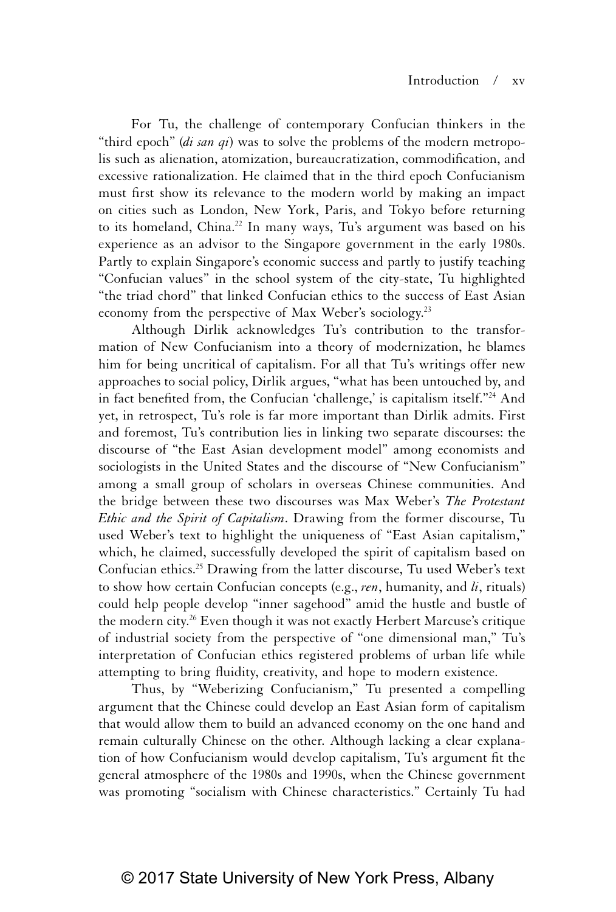For Tu, the challenge of contemporary Confucian thinkers in the "third epoch" (*di san qi*) was to solve the problems of the modern metropolis such as alienation, atomization, bureaucratization, commodification, and excessive rationalization. He claimed that in the third epoch Confucianism must first show its relevance to the modern world by making an impact on cities such as London, New York, Paris, and Tokyo before returning to its homeland, China.[22] In many ways, Tu's argument was based on his experience as an advisor to the Singapore government in the early 1980s. Partly to explain Singapore's economic success and partly to justify teaching "Confucian values" in the school system of the city-state, Tu highlighted "the triad chord" that linked Confucian ethics to the success of East Asian economy from the perspective of Max Weber's sociology.[23]

Although Dirlik acknowledges Tu's contribution to the transformation of New Confucianism into a theory of modernization, he blames him for being uncritical of capitalism. For all that Tu's writings offer new approaches to social policy, Dirlik argues, "what has been untouched by, and in fact benefited from, the Confucian 'challenge,' is capitalism itself."[24] And yet, in retrospect, Tu's role is far more important than Dirlik admits. First and foremost, Tu's contribution lies in linking two separate discourses: the discourse of "the East Asian development model" among economists and sociologists in the United States and the discourse of "New Confucianism" among a small group of scholars in overseas Chinese communities. And the bridge between these two discourses was Max Weber's *The Protestant Ethic and the Spirit of Capitalism*. Drawing from the former discourse, Tu used Weber's text to highlight the uniqueness of "East Asian capitalism," which, he claimed, successfully developed the spirit of capitalism based on Confucian ethics.[25] Drawing from the latter discourse, Tu used Weber's text to show how certain Confucian concepts (e.g., *ren*, humanity, and *li*, rituals) could help people develop "inner sagehood" amid the hustle and bustle of the modern city.[26] Even though it was not exactly Herbert Marcuse's critique of industrial society from the perspective of "one dimensional man," Tu's interpretation of Confucian ethics registered problems of urban life while attempting to bring fluidity, creativity, and hope to modern existence.

Thus, by "Weberizing Confucianism," Tu presented a compelling argument that the Chinese could develop an East Asian form of capitalism that would allow them to build an advanced economy on the one hand and remain culturally Chinese on the other. Although lacking a clear explanation of how Confucianism would develop capitalism, Tu's argument fit the general atmosphere of the 1980s and 1990s, when the Chinese government was promoting "socialism with Chinese characteristics." Certainly Tu had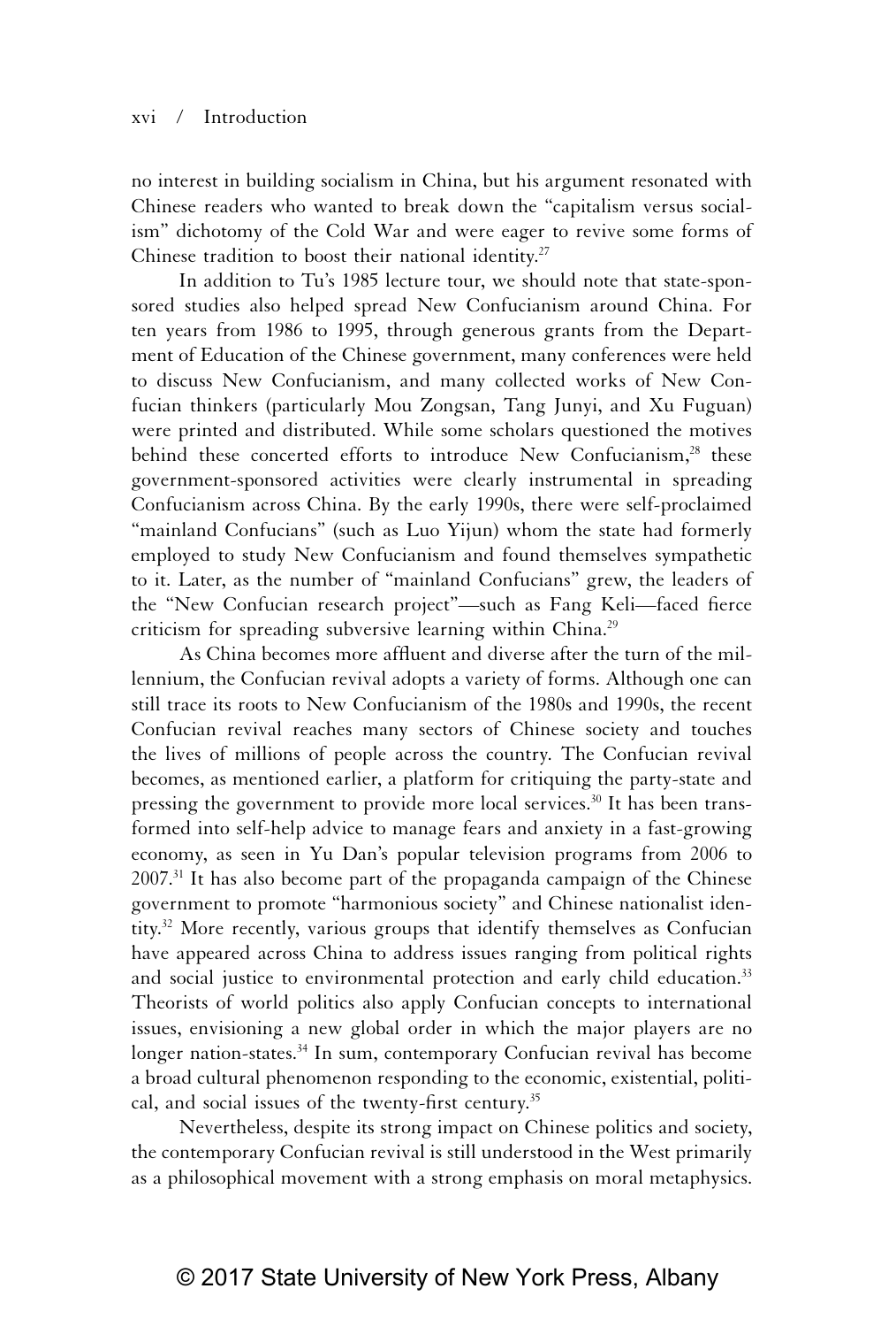no interest in building socialism in China, but his argument resonated with Chinese readers who wanted to break down the "capitalism versus socialism" dichotomy of the Cold War and were eager to revive some forms of Chinese tradition to boost their national identity.[27]

In addition to Tu's 1985 lecture tour, we should note that state-sponsored studies also helped spread New Confucianism around China. For ten years from 1986 to 1995, through generous grants from the Department of Education of the Chinese government, many conferences were held to discuss New Confucianism, and many collected works of New Confucian thinkers (particularly Mou Zongsan, Tang Junyi, and Xu Fuguan) were printed and distributed. While some scholars questioned the motives behind these concerted efforts to introduce New Confucianism,[28] these government-sponsored activities were clearly instrumental in spreading Confucianism across China. By the early 1990s, there were self-proclaimed "mainland Confucians" (such as Luo Yijun) whom the state had formerly employed to study New Confucianism and found themselves sympathetic to it. Later, as the number of "mainland Confucians" grew, the leaders of the "New Confucian research project"—such as Fang Keli—faced fierce criticism for spreading subversive learning within China.[29]

As China becomes more affluent and diverse after the turn of the millennium, the Confucian revival adopts a variety of forms. Although one can still trace its roots to New Confucianism of the 1980s and 1990s, the recent Confucian revival reaches many sectors of Chinese society and touches the lives of millions of people across the country. The Confucian revival becomes, as mentioned earlier, a platform for critiquing the party-state and pressing the government to provide more local services.[30] It has been transformed into self-help advice to manage fears and anxiety in a fast-growing economy, as seen in Yu Dan's popular television programs from 2006 to 2007.[31] It has also become part of the propaganda campaign of the Chinese government to promote "harmonious society" and Chinese nationalist identity.[32] More recently, various groups that identify themselves as Confucian have appeared across China to address issues ranging from political rights and social justice to environmental protection and early child education.[33] Theorists of world politics also apply Confucian concepts to international issues, envisioning a new global order in which the major players are no longer nation-states.[34] In sum, contemporary Confucian revival has become a broad cultural phenomenon responding to the economic, existential, political, and social issues of the twenty-first century.[35]

Nevertheless, despite its strong impact on Chinese politics and society, the contemporary Confucian revival is still understood in the West primarily as a philosophical movement with a strong emphasis on moral metaphysics.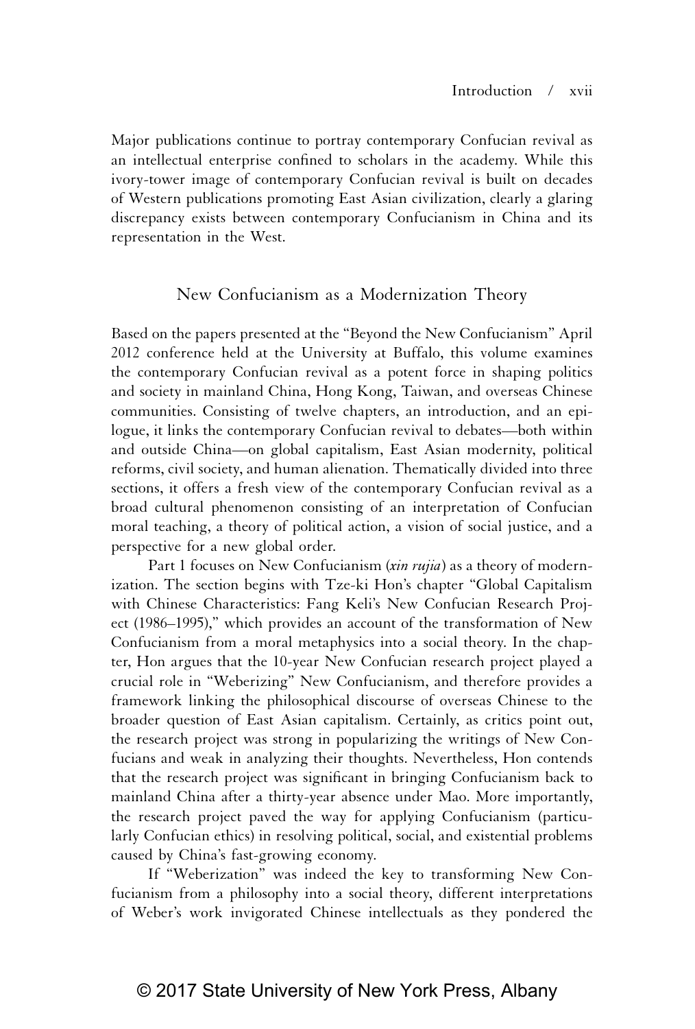Major publications continue to portray contemporary Confucian revival as an intellectual enterprise confined to scholars in the academy. While this ivory-tower image of contemporary Confucian revival is built on decades of Western publications promoting East Asian civilization, clearly a glaring discrepancy exists between contemporary Confucianism in China and its representation in the West.

## New Confucianism as a Modernization Theory

Based on the papers presented at the "Beyond the New Confucianism" April 2012 conference held at the University at Buffalo, this volume examines the contemporary Confucian revival as a potent force in shaping politics and society in mainland China, Hong Kong, Taiwan, and overseas Chinese communities. Consisting of twelve chapters, an introduction, and an epilogue, it links the contemporary Confucian revival to debates—both within and outside China—on global capitalism, East Asian modernity, political reforms, civil society, and human alienation. Thematically divided into three sections, it offers a fresh view of the contemporary Confucian revival as a broad cultural phenomenon consisting of an interpretation of Confucian moral teaching, a theory of political action, a vision of social justice, and a perspective for a new global order.

Part 1 focuses on New Confucianism (*xin rujia*) as a theory of modernization. The section begins with Tze-ki Hon's chapter "Global Capitalism with Chinese Characteristics: Fang Keli's New Confucian Research Project (1986–1995)," which provides an account of the transformation of New Confucianism from a moral metaphysics into a social theory. In the chapter, Hon argues that the 10-year New Confucian research project played a crucial role in "Weberizing" New Confucianism, and therefore provides a framework linking the philosophical discourse of overseas Chinese to the broader question of East Asian capitalism. Certainly, as critics point out, the research project was strong in popularizing the writings of New Confucians and weak in analyzing their thoughts. Nevertheless, Hon contends that the research project was significant in bringing Confucianism back to mainland China after a thirty-year absence under Mao. More importantly, the research project paved the way for applying Confucianism (particularly Confucian ethics) in resolving political, social, and existential problems caused by China's fast-growing economy.

If "Weberization" was indeed the key to transforming New Confucianism from a philosophy into a social theory, different interpretations of Weber's work invigorated Chinese intellectuals as they pondered the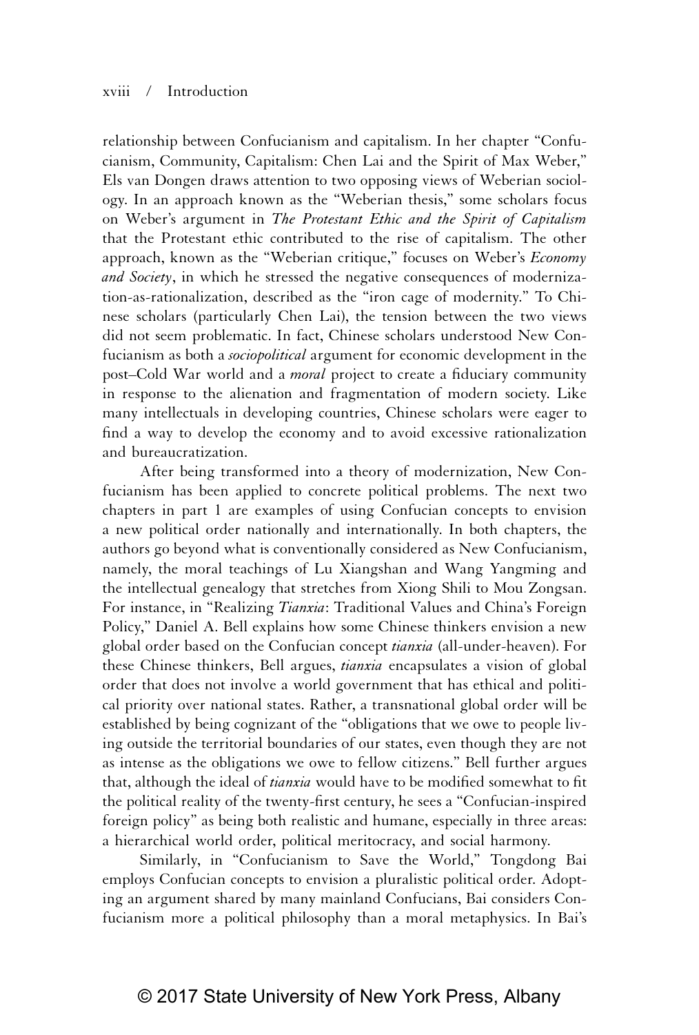relationship between Confucianism and capitalism. In her chapter "Confucianism, Community, Capitalism: Chen Lai and the Spirit of Max Weber," Els van Dongen draws attention to two opposing views of Weberian sociology. In an approach known as the "Weberian thesis," some scholars focus on Weber's argument in *The Protestant Ethic and the Spirit of Capitalism* that the Protestant ethic contributed to the rise of capitalism. The other approach, known as the "Weberian critique," focuses on Weber's *Economy and Society*, in which he stressed the negative consequences of modernization-as-rationalization, described as the "iron cage of modernity." To Chinese scholars (particularly Chen Lai), the tension between the two views did not seem problematic. In fact, Chinese scholars understood New Confucianism as both a *sociopolitical* argument for economic development in the post–Cold War world and a *moral* project to create a fiduciary community in response to the alienation and fragmentation of modern society. Like many intellectuals in developing countries, Chinese scholars were eager to find a way to develop the economy and to avoid excessive rationalization and bureaucratization.

After being transformed into a theory of modernization, New Confucianism has been applied to concrete political problems. The next two chapters in part 1 are examples of using Confucian concepts to envision a new political order nationally and internationally. In both chapters, the authors go beyond what is conventionally considered as New Confucianism, namely, the moral teachings of Lu Xiangshan and Wang Yangming and the intellectual genealogy that stretches from Xiong Shili to Mou Zongsan. For instance, in "Realizing *Tianxia*: Traditional Values and China's Foreign Policy," Daniel A. Bell explains how some Chinese thinkers envision a new global order based on the Confucian concept *tianxia* (all-under-heaven). For these Chinese thinkers, Bell argues, *tianxia* encapsulates a vision of global order that does not involve a world government that has ethical and political priority over national states. Rather, a transnational global order will be established by being cognizant of the "obligations that we owe to people living outside the territorial boundaries of our states, even though they are not as intense as the obligations we owe to fellow citizens." Bell further argues that, although the ideal of *tianxia* would have to be modified somewhat to fit the political reality of the twenty-first century, he sees a "Confucian-inspired foreign policy" as being both realistic and humane, especially in three areas: a hierarchical world order, political meritocracy, and social harmony.

Similarly, in "Confucianism to Save the World," Tongdong Bai employs Confucian concepts to envision a pluralistic political order. Adopting an argument shared by many mainland Confucians, Bai considers Confucianism more a political philosophy than a moral metaphysics. In Bai's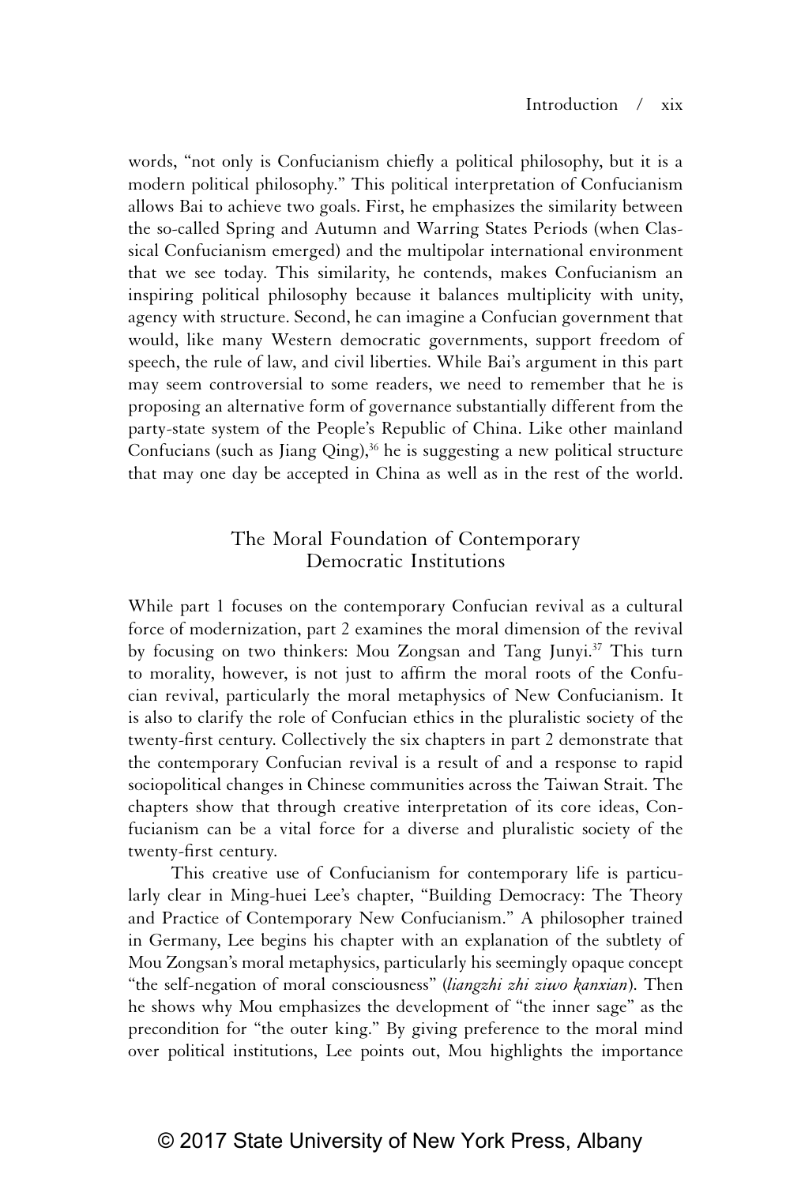words, "not only is Confucianism chiefly a political philosophy, but it is a modern political philosophy." This political interpretation of Confucianism allows Bai to achieve two goals. First, he emphasizes the similarity between the so-called Spring and Autumn and Warring States Periods (when Classical Confucianism emerged) and the multipolar international environment that we see today. This similarity, he contends, makes Confucianism an inspiring political philosophy because it balances multiplicity with unity, agency with structure. Second, he can imagine a Confucian government that would, like many Western democratic governments, support freedom of speech, the rule of law, and civil liberties. While Bai's argument in this part may seem controversial to some readers, we need to remember that he is proposing an alternative form of governance substantially different from the party-state system of the People's Republic of China. Like other mainland Confucians (such as Jiang Qing),[36] he is suggesting a new political structure that may one day be accepted in China as well as in the rest of the world.

## The Moral Foundation of Contemporary Democratic Institutions

While part 1 focuses on the contemporary Confucian revival as a cultural force of modernization, part 2 examines the moral dimension of the revival by focusing on two thinkers: Mou Zongsan and Tang Junyi.[37] This turn to morality, however, is not just to affirm the moral roots of the Confucian revival, particularly the moral metaphysics of New Confucianism. It is also to clarify the role of Confucian ethics in the pluralistic society of the twenty-first century. Collectively the six chapters in part 2 demonstrate that the contemporary Confucian revival is a result of and a response to rapid sociopolitical changes in Chinese communities across the Taiwan Strait. The chapters show that through creative interpretation of its core ideas, Confucianism can be a vital force for a diverse and pluralistic society of the twenty-first century.

This creative use of Confucianism for contemporary life is particularly clear in Ming-huei Lee's chapter, "Building Democracy: The Theory and Practice of Contemporary New Confucianism." A philosopher trained in Germany, Lee begins his chapter with an explanation of the subtlety of Mou Zongsan's moral metaphysics, particularly his seemingly opaque concept "the self-negation of moral consciousness" (*liangzhi zhi ziwo kanxian*). Then he shows why Mou emphasizes the development of "the inner sage" as the precondition for "the outer king." By giving preference to the moral mind over political institutions, Lee points out, Mou highlights the importance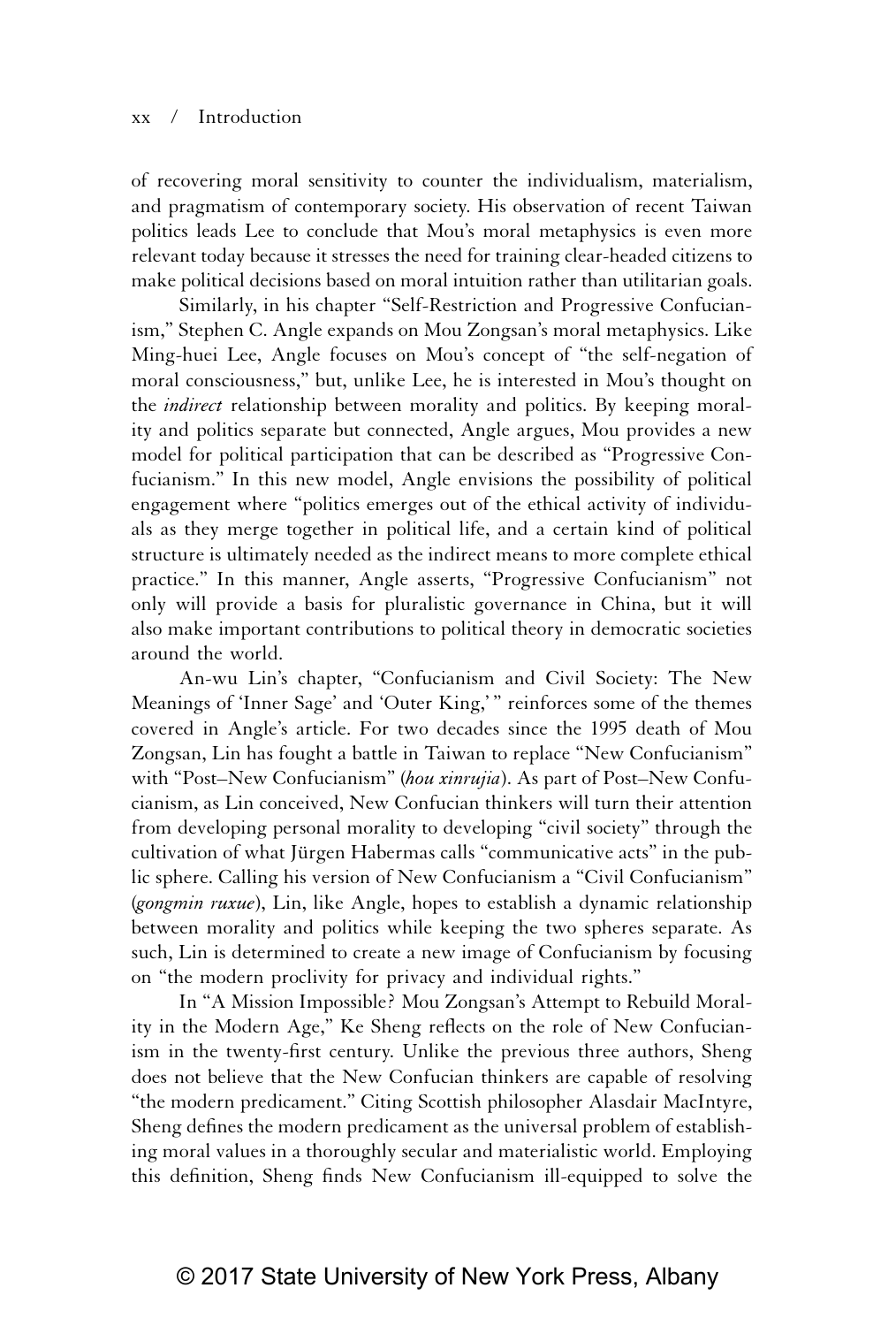of recovering moral sensitivity to counter the individualism, materialism, and pragmatism of contemporary society. His observation of recent Taiwan politics leads Lee to conclude that Mou's moral metaphysics is even more relevant today because it stresses the need for training clear-headed citizens to make political decisions based on moral intuition rather than utilitarian goals.

Similarly, in his chapter "Self-Restriction and Progressive Confucianism," Stephen C. Angle expands on Mou Zongsan's moral metaphysics. Like Ming-huei Lee, Angle focuses on Mou's concept of "the self-negation of moral consciousness," but, unlike Lee, he is interested in Mou's thought on the *indirect* relationship between morality and politics. By keeping morality and politics separate but connected, Angle argues, Mou provides a new model for political participation that can be described as "Progressive Confucianism." In this new model, Angle envisions the possibility of political engagement where "politics emerges out of the ethical activity of individuals as they merge together in political life, and a certain kind of political structure is ultimately needed as the indirect means to more complete ethical practice." In this manner, Angle asserts, "Progressive Confucianism" not only will provide a basis for pluralistic governance in China, but it will also make important contributions to political theory in democratic societies around the world.

An-wu Lin's chapter, "Confucianism and Civil Society: The New Meanings of 'Inner Sage' and 'Outer King,'" reinforces some of the themes covered in Angle's article. For two decades since the 1995 death of Mou Zongsan, Lin has fought a battle in Taiwan to replace "New Confucianism" with "Post–New Confucianism" (*hou xinrujia*). As part of Post–New Confucianism, as Lin conceived, New Confucian thinkers will turn their attention from developing personal morality to developing "civil society" through the cultivation of what Jürgen Habermas calls "communicative acts" in the public sphere. Calling his version of New Confucianism a "Civil Confucianism" (*gongmin ruxue*), Lin, like Angle, hopes to establish a dynamic relationship between morality and politics while keeping the two spheres separate. As such, Lin is determined to create a new image of Confucianism by focusing on "the modern proclivity for privacy and individual rights."

In "A Mission Impossible? Mou Zongsan's Attempt to Rebuild Morality in the Modern Age," Ke Sheng reflects on the role of New Confucianism in the twenty-first century. Unlike the previous three authors, Sheng does not believe that the New Confucian thinkers are capable of resolving "the modern predicament." Citing Scottish philosopher Alasdair MacIntyre, Sheng defines the modern predicament as the universal problem of establishing moral values in a thoroughly secular and materialistic world. Employing this definition, Sheng finds New Confucianism ill-equipped to solve the

© 2017 State University of New York Press, Albany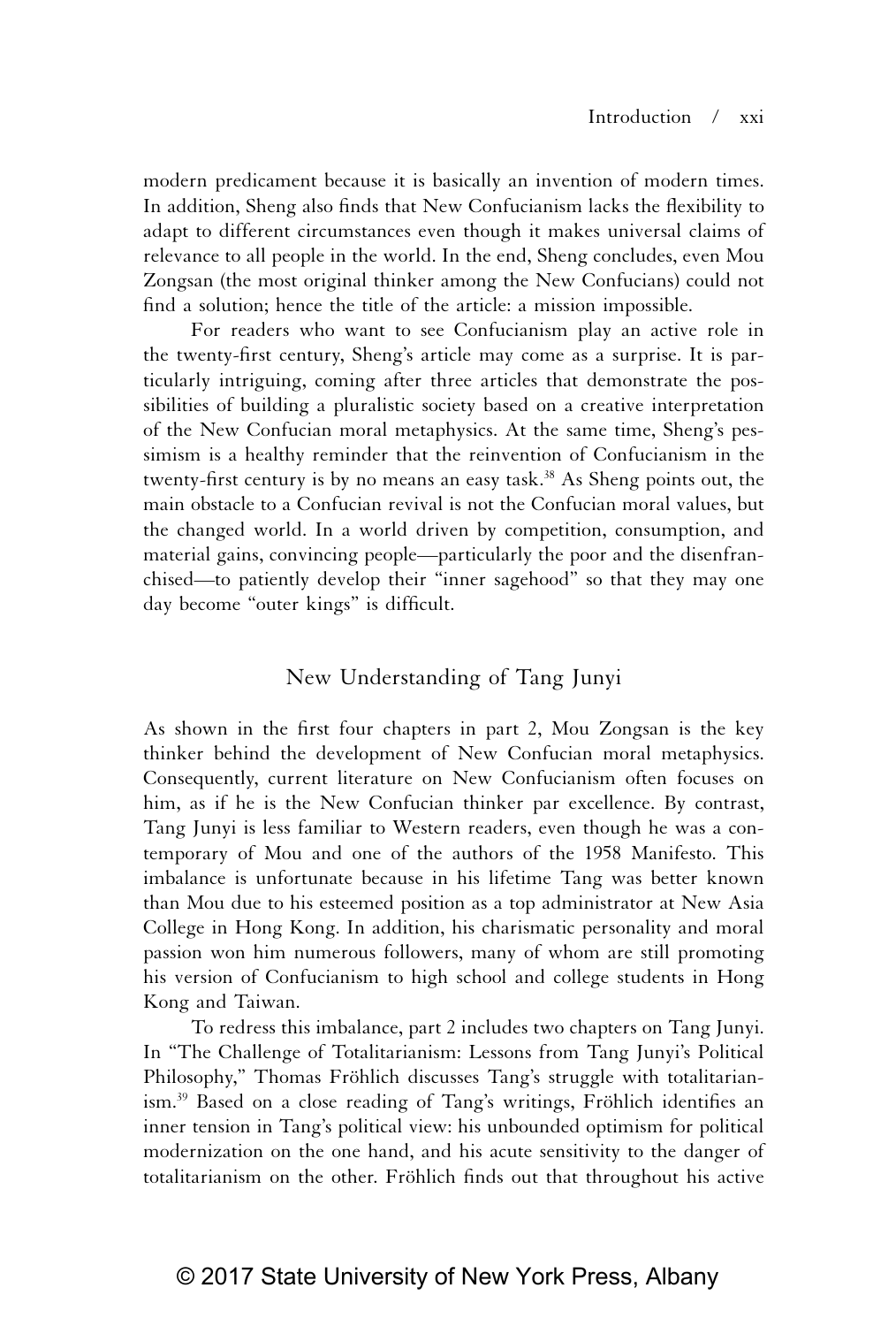modern predicament because it is basically an invention of modern times. In addition, Sheng also finds that New Confucianism lacks the flexibility to adapt to different circumstances even though it makes universal claims of relevance to all people in the world. In the end, Sheng concludes, even Mou Zongsan (the most original thinker among the New Confucians) could not find a solution; hence the title of the article: a mission impossible.

For readers who want to see Confucianism play an active role in the twenty-first century, Sheng's article may come as a surprise. It is particularly intriguing, coming after three articles that demonstrate the possibilities of building a pluralistic society based on a creative interpretation of the New Confucian moral metaphysics. At the same time, Sheng's pessimism is a healthy reminder that the reinvention of Confucianism in the twenty-first century is by no means an easy task.[38] As Sheng points out, the main obstacle to a Confucian revival is not the Confucian moral values, but the changed world. In a world driven by competition, consumption, and material gains, convincing people—particularly the poor and the disenfranchised—to patiently develop their "inner sagehood" so that they may one day become "outer kings" is difficult.

## New Understanding of Tang Junyi

As shown in the first four chapters in part 2, Mou Zongsan is the key thinker behind the development of New Confucian moral metaphysics. Consequently, current literature on New Confucianism often focuses on him, as if he is the New Confucian thinker par excellence. By contrast, Tang Junyi is less familiar to Western readers, even though he was a contemporary of Mou and one of the authors of the 1958 Manifesto. This imbalance is unfortunate because in his lifetime Tang was better known than Mou due to his esteemed position as a top administrator at New Asia College in Hong Kong. In addition, his charismatic personality and moral passion won him numerous followers, many of whom are still promoting his version of Confucianism to high school and college students in Hong Kong and Taiwan.

To redress this imbalance, part 2 includes two chapters on Tang Junyi. In "The Challenge of Totalitarianism: Lessons from Tang Junyi's Political Philosophy," Thomas Fröhlich discusses Tang's struggle with totalitarianism.[39] Based on a close reading of Tang's writings, Fröhlich identifies an inner tension in Tang's political view: his unbounded optimism for political modernization on the one hand, and his acute sensitivity to the danger of totalitarianism on the other. Fröhlich finds out that throughout his active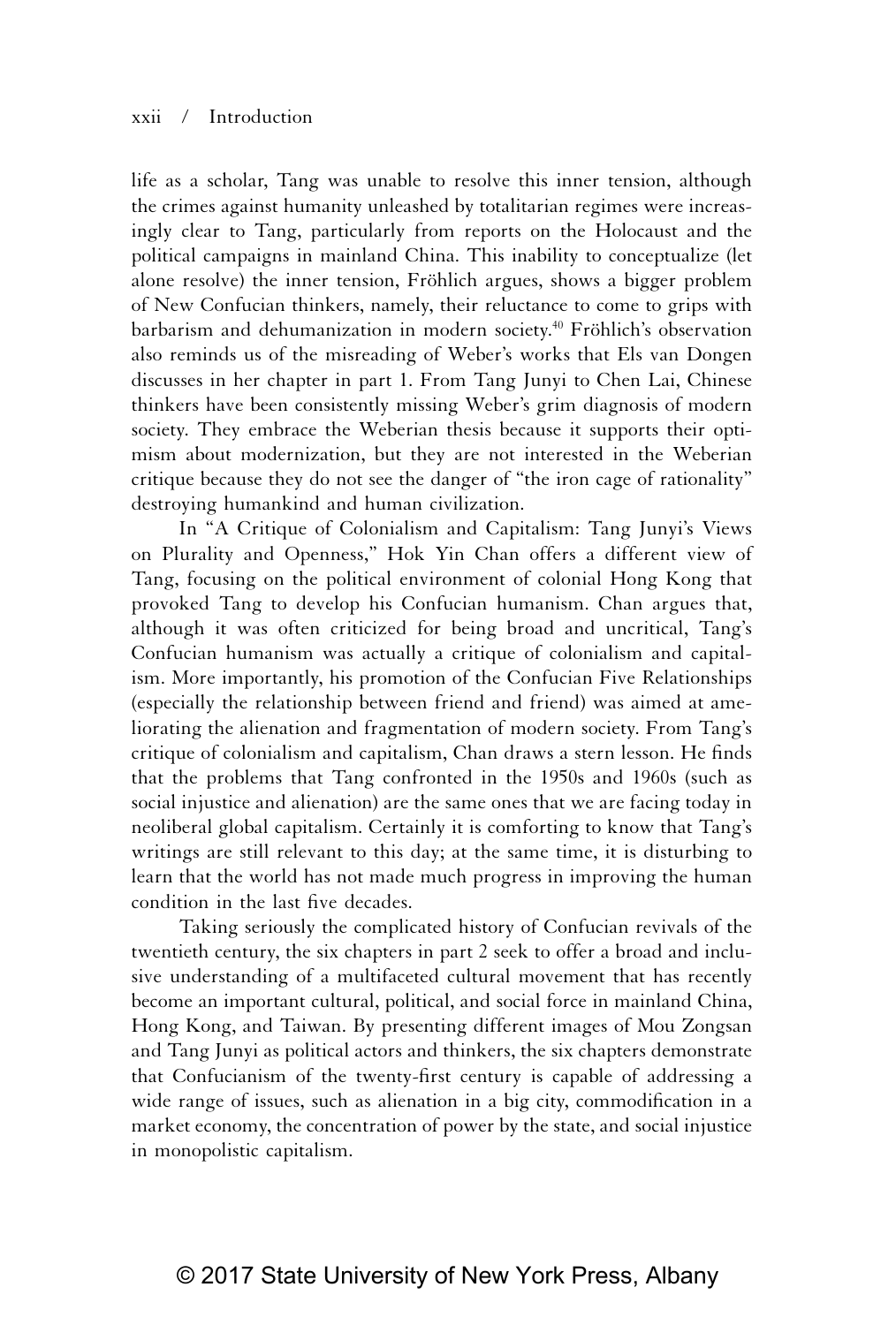life as a scholar, Tang was unable to resolve this inner tension, although the crimes against humanity unleashed by totalitarian regimes were increasingly clear to Tang, particularly from reports on the Holocaust and the political campaigns in mainland China. This inability to conceptualize (let alone resolve) the inner tension, Fröhlich argues, shows a bigger problem of New Confucian thinkers, namely, their reluctance to come to grips with barbarism and dehumanization in modern society.[40] Fröhlich's observation also reminds us of the misreading of Weber's works that Els van Dongen discusses in her chapter in part 1. From Tang Junyi to Chen Lai, Chinese thinkers have been consistently missing Weber's grim diagnosis of modern society. They embrace the Weberian thesis because it supports their optimism about modernization, but they are not interested in the Weberian critique because they do not see the danger of "the iron cage of rationality" destroying humankind and human civilization.

In "A Critique of Colonialism and Capitalism: Tang Junyi's Views on Plurality and Openness," Hok Yin Chan offers a different view of Tang, focusing on the political environment of colonial Hong Kong that provoked Tang to develop his Confucian humanism. Chan argues that, although it was often criticized for being broad and uncritical, Tang's Confucian humanism was actually a critique of colonialism and capitalism. More importantly, his promotion of the Confucian Five Relationships (especially the relationship between friend and friend) was aimed at ameliorating the alienation and fragmentation of modern society. From Tang's critique of colonialism and capitalism, Chan draws a stern lesson. He finds that the problems that Tang confronted in the 1950s and 1960s (such as social injustice and alienation) are the same ones that we are facing today in neoliberal global capitalism. Certainly it is comforting to know that Tang's writings are still relevant to this day; at the same time, it is disturbing to learn that the world has not made much progress in improving the human condition in the last five decades.

Taking seriously the complicated history of Confucian revivals of the twentieth century, the six chapters in part 2 seek to offer a broad and inclusive understanding of a multifaceted cultural movement that has recently become an important cultural, political, and social force in mainland China, Hong Kong, and Taiwan. By presenting different images of Mou Zongsan and Tang Junyi as political actors and thinkers, the six chapters demonstrate that Confucianism of the twenty-first century is capable of addressing a wide range of issues, such as alienation in a big city, commodification in a market economy, the concentration of power by the state, and social injustice in monopolistic capitalism.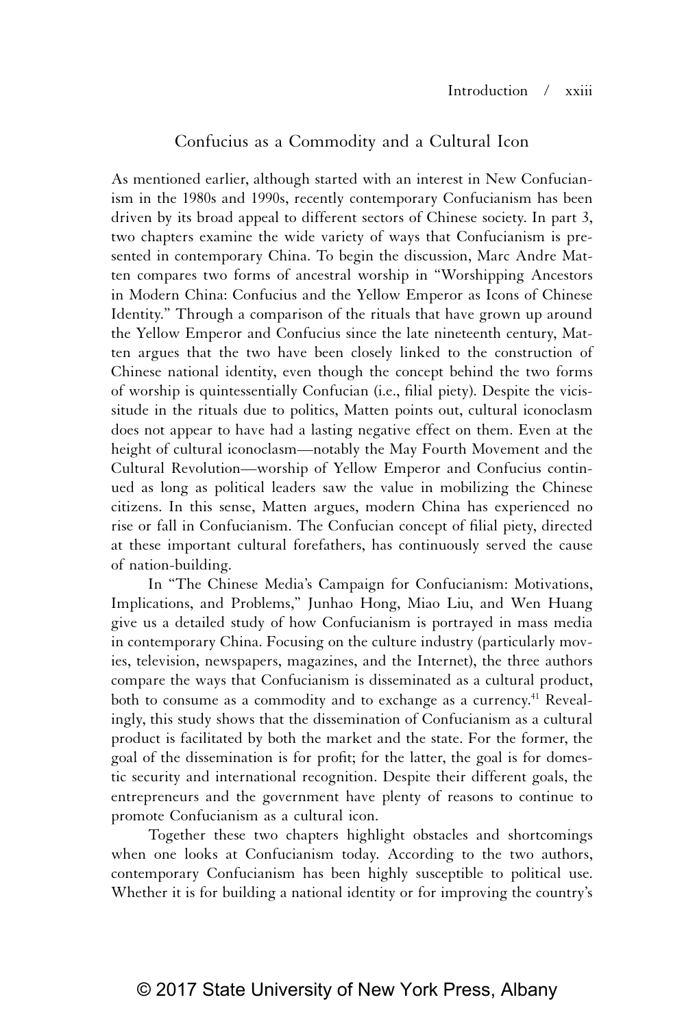## Confucius as a Commodity and a Cultural Icon

As mentioned earlier, although started with an interest in New Confucianism in the 1980s and 1990s, recently contemporary Confucianism has been driven by its broad appeal to different sectors of Chinese society. In part 3, two chapters examine the wide variety of ways that Confucianism is presented in contemporary China. To begin the discussion, Marc Andre Matten compares two forms of ancestral worship in "Worshipping Ancestors in Modern China: Confucius and the Yellow Emperor as Icons of Chinese Identity." Through a comparison of the rituals that have grown up around the Yellow Emperor and Confucius since the late nineteenth century, Matten argues that the two have been closely linked to the construction of Chinese national identity, even though the concept behind the two forms of worship is quintessentially Confucian (i.e., filial piety). Despite the vicissitude in the rituals due to politics, Matten points out, cultural iconoclasm does not appear to have had a lasting negative effect on them. Even at the height of cultural iconoclasm—notably the May Fourth Movement and the Cultural Revolution—worship of Yellow Emperor and Confucius continued as long as political leaders saw the value in mobilizing the Chinese citizens. In this sense, Matten argues, modern China has experienced no rise or fall in Confucianism. The Confucian concept of filial piety, directed at these important cultural forefathers, has continuously served the cause of nation-building.

In "The Chinese Media's Campaign for Confucianism: Motivations, Implications, and Problems," Junhao Hong, Miao Liu, and Wen Huang give us a detailed study of how Confucianism is portrayed in mass media in contemporary China. Focusing on the culture industry (particularly movies, television, newspapers, magazines, and the Internet), the three authors compare the ways that Confucianism is disseminated as a cultural product, both to consume as a commodity and to exchange as a currency.[41] Revealingly, this study shows that the dissemination of Confucianism as a cultural product is facilitated by both the market and the state. For the former, the goal of the dissemination is for profit; for the latter, the goal is for domestic security and international recognition. Despite their different goals, the entrepreneurs and the government have plenty of reasons to continue to promote Confucianism as a cultural icon.

Together these two chapters highlight obstacles and shortcomings when one looks at Confucianism today. According to the two authors, contemporary Confucianism has been highly susceptible to political use. Whether it is for building a national identity or for improving the country's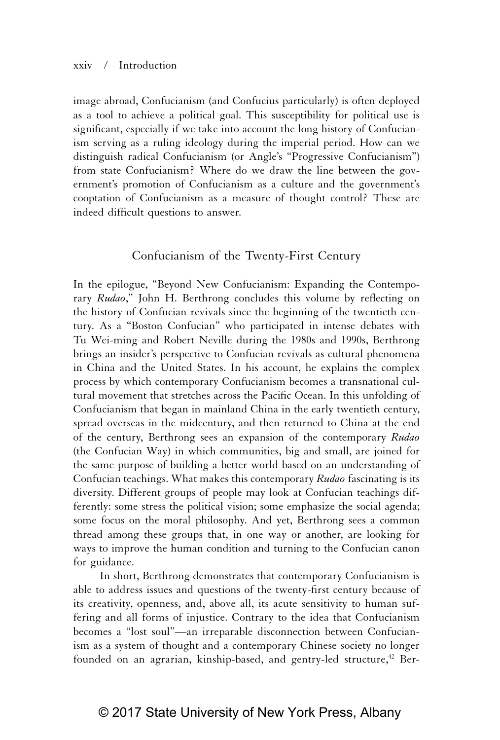image abroad, Confucianism (and Confucius particularly) is often deployed as a tool to achieve a political goal. This susceptibility for political use is significant, especially if we take into account the long history of Confucianism serving as a ruling ideology during the imperial period. How can we distinguish radical Confucianism (or Angle's "Progressive Confucianism") from state Confucianism? Where do we draw the line between the government's promotion of Confucianism as a culture and the government's cooptation of Confucianism as a measure of thought control? These are indeed difficult questions to answer.

## Confucianism of the Twenty-First Century

In the epilogue, "Beyond New Confucianism: Expanding the Contemporary *Rudao*," John H. Berthrong concludes this volume by reflecting on the history of Confucian revivals since the beginning of the twentieth century. As a "Boston Confucian" who participated in intense debates with Tu Wei-ming and Robert Neville during the 1980s and 1990s, Berthrong brings an insider's perspective to Confucian revivals as cultural phenomena in China and the United States. In his account, he explains the complex process by which contemporary Confucianism becomes a transnational cultural movement that stretches across the Pacific Ocean. In this unfolding of Confucianism that began in mainland China in the early twentieth century, spread overseas in the midcentury, and then returned to China at the end of the century, Berthrong sees an expansion of the contemporary *Rudao* (the Confucian Way) in which communities, big and small, are joined for the same purpose of building a better world based on an understanding of Confucian teachings. What makes this contemporary *Rudao* fascinating is its diversity. Different groups of people may look at Confucian teachings differently: some stress the political vision; some emphasize the social agenda; some focus on the moral philosophy. And yet, Berthrong sees a common thread among these groups that, in one way or another, are looking for ways to improve the human condition and turning to the Confucian canon for guidance.

In short, Berthrong demonstrates that contemporary Confucianism is able to address issues and questions of the twenty-first century because of its creativity, openness, and, above all, its acute sensitivity to human suffering and all forms of injustice. Contrary to the idea that Confucianism becomes a "lost soul"—an irreparable disconnection between Confucianism as a system of thought and a contemporary Chinese society no longer founded on an agrarian, kinship-based, and gentry-led structure,[42] Ber-

© 2017 State University of New York Press, Albany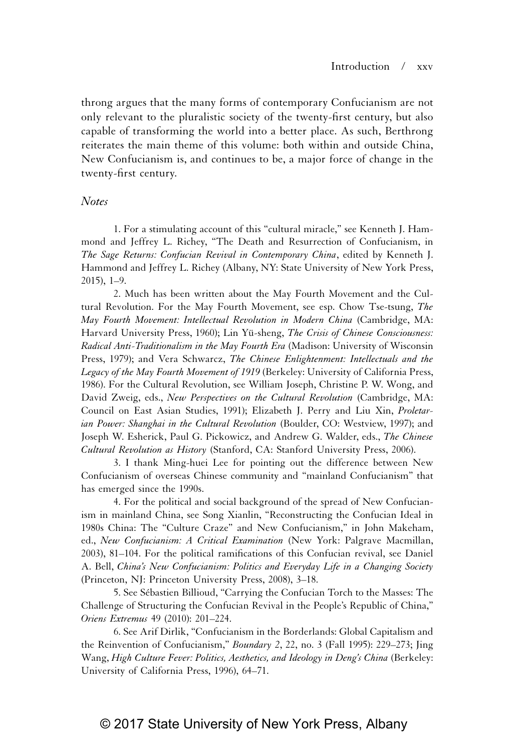throng argues that the many forms of contemporary Confucianism are not only relevant to the pluralistic society of the twenty-first century, but also capable of transforming the world into a better place. As such, Berthrong reiterates the main theme of this volume: both within and outside China, New Confucianism is, and continues to be, a major force of change in the twenty-first century.

## *Notes*

1. For a stimulating account of this "cultural miracle," see Kenneth J. Hammond and Jeffrey L. Richey, "The Death and Resurrection of Confucianism, in *The Sage Returns: Confucian Revival in Contemporary China*, edited by Kenneth J. Hammond and Jeffrey L. Richey (Albany, NY: State University of New York Press, 2015), 1–9.

2. Much has been written about the May Fourth Movement and the Cultural Revolution. For the May Fourth Movement, see esp. Chow Tse-tsung, *The May Fourth Movement: Intellectual Revolution in Modern China* (Cambridge, MA: Harvard University Press, 1960); Lin Yü-sheng, *The Crisis of Chinese Consciousness: Radical Anti-Traditionalism in the May Fourth Era* (Madison: University of Wisconsin Press, 1979); and Vera Schwarcz, *The Chinese Enlightenment: Intellectuals and the Legacy of the May Fourth Movement of 1919* (Berkeley: University of California Press, 1986). For the Cultural Revolution, see William Joseph, Christine P. W. Wong, and David Zweig, eds., *New Perspectives on the Cultural Revolution* (Cambridge, MA: Council on East Asian Studies, 1991); Elizabeth J. Perry and Liu Xin, *Proletarian Power: Shanghai in the Cultural Revolution* (Boulder, CO: Westview, 1997); and Joseph W. Esherick, Paul G. Pickowicz, and Andrew G. Walder, eds., *The Chinese Cultural Revolution as History* (Stanford, CA: Stanford University Press, 2006).

3. I thank Ming-huei Lee for pointing out the difference between New Confucianism of overseas Chinese community and "mainland Confucianism" that has emerged since the 1990s.

4. For the political and social background of the spread of New Confucianism in mainland China, see Song Xianlin, "Reconstructing the Confucian Ideal in 1980s China: The "Culture Craze" and New Confucianism," in John Makeham, ed., *New Confucianism: A Critical Examination* (New York: Palgrave Macmillan, 2003), 81–104. For the political ramifications of this Confucian revival, see Daniel A. Bell, *China's New Confucianism: Politics and Everyday Life in a Changing Society* (Princeton, NJ: Princeton University Press, 2008), 3–18.

5. See Sébastien Billioud, "Carrying the Confucian Torch to the Masses: The Challenge of Structuring the Confucian Revival in the People's Republic of China," *Oriens Extremus* 49 (2010): 201–224.

6. See Arif Dirlik, "Confucianism in the Borderlands: Global Capitalism and the Reinvention of Confucianism," *Boundary 2*, 22, no. 3 (Fall 1995): 229–273; Jing Wang, *High Culture Fever: Politics, Aesthetics, and Ideology in Deng's China* (Berkeley: University of California Press, 1996), 64–71.

© 2017 State University of New York Press, Albany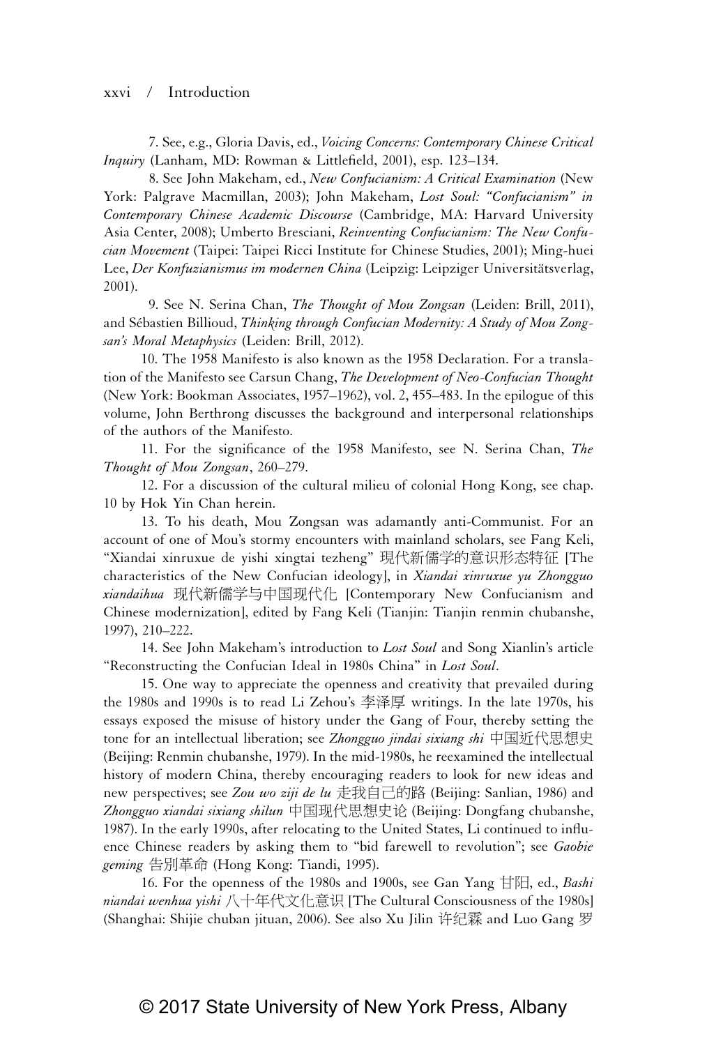7. See, e.g., Gloria Davis, ed., *Voicing Concerns: Contemporary Chinese Critical Inquiry* (Lanham, MD: Rowman & Littlefield, 2001), esp. 123–134.

8. See John Makeham, ed., *New Confucianism: A Critical Examination* (New York: Palgrave Macmillan, 2003); John Makeham, *Lost Soul: "Confucianism" in Contemporary Chinese Academic Discourse* (Cambridge, MA: Harvard University Asia Center, 2008); Umberto Bresciani, *Reinventing Confucianism: The New Confucian Movement* (Taipei: Taipei Ricci Institute for Chinese Studies, 2001); Ming-huei Lee, *Der Konfuzianismus im modernen China* (Leipzig: Leipziger Universitätsverlag, 2001).

9. See N. Serina Chan, *The Thought of Mou Zongsan* (Leiden: Brill, 2011), and Sébastien Billioud, *Thinking through Confucian Modernity: A Study of Mou Zongsan's Moral Metaphysics* (Leiden: Brill, 2012).

10. The 1958 Manifesto is also known as the 1958 Declaration. For a translation of the Manifesto see Carsun Chang, *The Development of Neo-Confucian Thought* (New York: Bookman Associates, 1957–1962), vol. 2, 455–483. In the epilogue of this volume, John Berthrong discusses the background and interpersonal relationships of the authors of the Manifesto.

11. For the significance of the 1958 Manifesto, see N. Serina Chan, *The Thought of Mou Zongsan*, 260–279.

12. For a discussion of the cultural milieu of colonial Hong Kong, see chap. 10 by Hok Yin Chan herein.

13. To his death, Mou Zongsan was adamantly anti-Communist. For an account of one of Mou's stormy encounters with mainland scholars, see Fang Keli, "Xiandai xinruxue de yishi xingtai tezheng" 現代新儒学的意识形态特征 [The characteristics of the New Confucian ideology], in *Xiandai xinruxue yu Zhongguo xiandaihua* 现代新儒学与中国现代化 [Contemporary New Confucianism and Chinese modernization], edited by Fang Keli (Tianjin: Tianjin renmin chubanshe, 1997), 210–222.

14. See John Makeham's introduction to *Lost Soul* and Song Xianlin's article "Reconstructing the Confucian Ideal in 1980s China" in *Lost Soul*.

15. One way to appreciate the openness and creativity that prevailed during the 1980s and 1990s is to read Li Zehou's 李泽厚 writings. In the late 1970s, his essays exposed the misuse of history under the Gang of Four, thereby setting the tone for an intellectual liberation; see *Zhongguo jindai sixiang shi* 中国近代思想史 (Beijing: Renmin chubanshe, 1979). In the mid-1980s, he reexamined the intellectual history of modern China, thereby encouraging readers to look for new ideas and new perspectives; see *Zou wo ziji de lu* 走我自己的路 (Beijing: Sanlian, 1986) and *Zhongguo xiandai sixiang shilun* 中国现代思想史论 (Beijing: Dongfang chubanshe, 1987). In the early 1990s, after relocating to the United States, Li continued to influence Chinese readers by asking them to "bid farewell to revolution"; see *Gaobie geming* 告别革命 (Hong Kong: Tiandi, 1995).

16. For the openness of the 1980s and 1900s, see Gan Yang 甘阳, ed., *Bashi niandai wenhua yishi* 八十年代文化意识 [The Cultural Consciousness of the 1980s] (Shanghai: Shijie chuban jituan, 2006). See also Xu Jilin 许纪霖 and Luo Gang 罗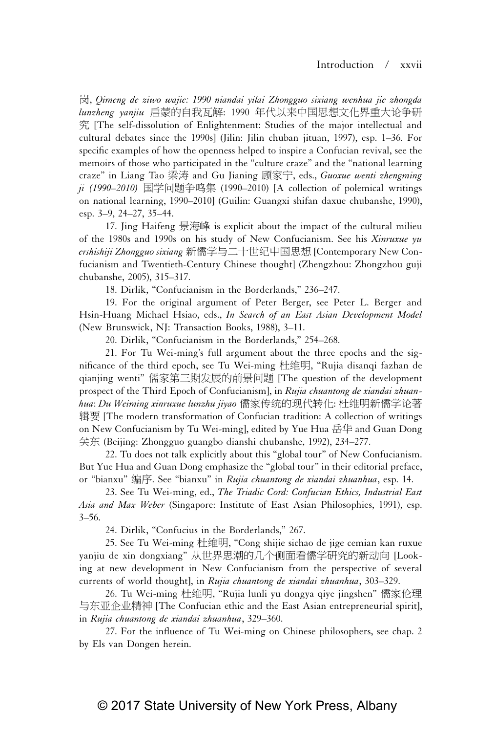岗, *Qimeng de ziwo wajie: 1990 niandai yilai Zhongguo sixiang wenhua jie zhongda lunzheng yanjiu* 启蒙的自我瓦解: 1990 年代以来中国思想文化界重大论争研究 [The self-dissolution of Enlightenment: Studies of the major intellectual and cultural debates since the 1990s] (Jilin: Jilin chuban jituan, 1997), esp. 1–36. For specific examples of how the openness helped to inspire a Confucian revival, see the memoirs of those who participated in the "culture craze" and the "national learning craze" in Liang Tao 梁涛 and Gu Jianing 顾家宁, eds., *Guoxue wenti zhengming ji (1990–2010)* 国学问题争鸣集 (1990–2010) [A collection of polemical writings on national learning, 1990–2010] (Guilin: Guangxi shifan daxue chubanshe, 1990), esp. 3–9, 24–27, 35–44.

17. Jing Haifeng 景海峰 is explicit about the impact of the cultural milieu of the 1980s and 1990s on his study of New Confucianism. See his *Xinruxue yu ershishiji Zhongguo sixiang* 新儒学与二十世纪中国思想 [Contemporary New Confucianism and Twentieth-Century Chinese thought] (Zhengzhou: Zhongzhou guji chubanshe, 2005), 315–317.

18. Dirlik, "Confucianism in the Borderlands," 236–247.

19. For the original argument of Peter Berger, see Peter L. Berger and Hsin-Huang Michael Hsiao, eds., *In Search of an East Asian Development Model* (New Brunswick, NJ: Transaction Books, 1988), 3–11.

20. Dirlik, "Confucianism in the Borderlands," 254–268.

21. For Tu Wei-ming's full argument about the three epochs and the significance of the third epoch, see Tu Wei-ming 杜维明, "Rujia disanqi fazhan de qianjing wenti" 儒家第三期发展的前景问题 [The question of the development prospect of the Third Epoch of Confucianism], in *Rujia chuantong de xiandai zhuanhua*: *Du Weiming xinruxue lunzhu jiyao* 儒家传统的现代转化: 杜维明新儒学论著辑要 [The modern transformation of Confucian tradition: A collection of writings on New Confucianism by Tu Wei-ming], edited by Yue Hua 岳华 and Guan Dong 关东 (Beijing: Zhongguo guangbo dianshi chubanshe, 1992), 234–277.

22. Tu does not talk explicitly about this "global tour" of New Confucianism. But Yue Hua and Guan Dong emphasize the "global tour" in their editorial preface, or "bianxu" 编序. See "bianxu" in *Rujia chuantong de xiandai zhuanhua*, esp. 14.

23. See Tu Wei-ming, ed., *The Triadic Cord: Confucian Ethics, Industrial East Asia and Max Weber* (Singapore: Institute of East Asian Philosophies, 1991), esp. 3–56.

24. Dirlik, "Confucius in the Borderlands," 267.

25. See Tu Wei-ming 杜维明, "Cong shijie sichao de jige cemian kan ruxue yanjiu de xin dongxiang" 从世界思潮的几个侧面看儒学研究的新动向 [Looking at new development in New Confucianism from the perspective of several currents of world thought], in *Rujia chuantong de xiandai zhuanhua*, 303–329.

26. Tu Wei-ming 杜维明, "Rujia lunli yu dongya qiye jingshen" 儒家伦理与东亚企业精神 [The Confucian ethic and the East Asian entrepreneurial spirit], in *Rujia chuantong de xiandai zhuanhua*, 329–360.

27. For the influence of Tu Wei-ming on Chinese philosophers, see chap. 2 by Els van Dongen herein.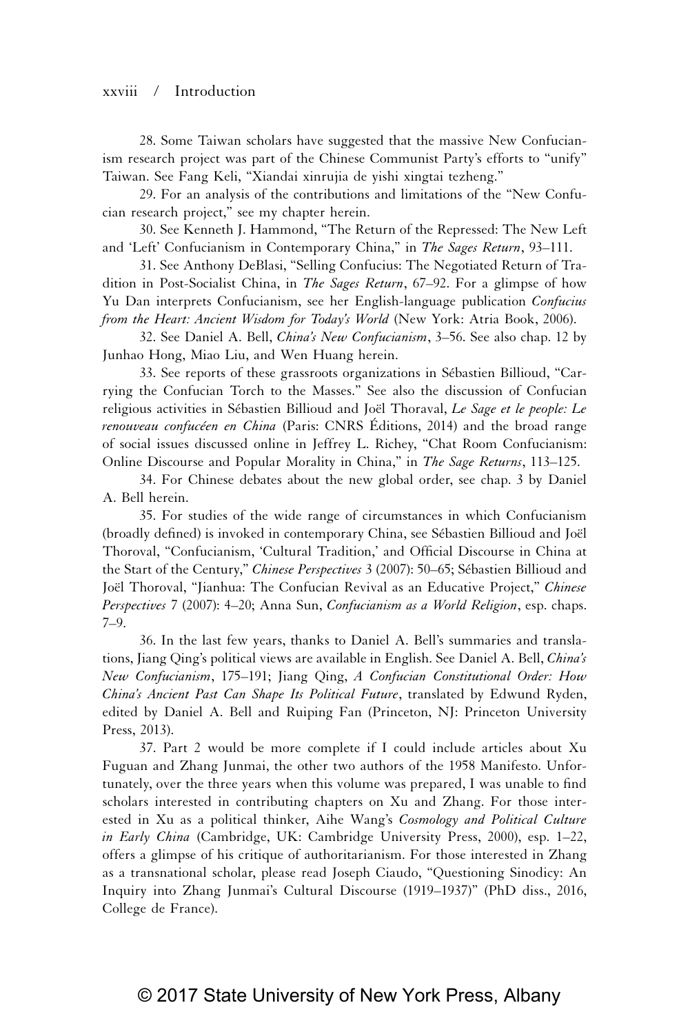28. Some Taiwan scholars have suggested that the massive New Confucianism research project was part of the Chinese Communist Party's efforts to "unify" Taiwan. See Fang Keli, "Xiandai xinrujia de yishi xingtai tezheng."

29. For an analysis of the contributions and limitations of the "New Confucian research project," see my chapter herein.

30. See Kenneth J. Hammond, "The Return of the Repressed: The New Left and 'Left' Confucianism in Contemporary China," in *The Sages Return*, 93–111.

31. See Anthony DeBlasi, "Selling Confucius: The Negotiated Return of Tradition in Post-Socialist China, in *The Sages Return*, 67–92. For a glimpse of how Yu Dan interprets Confucianism, see her English-language publication *Confucius from the Heart: Ancient Wisdom for Today's World* (New York: Atria Book, 2006).

32. See Daniel A. Bell, *China's New Confucianism*, 3–56. See also chap. 12 by Junhao Hong, Miao Liu, and Wen Huang herein.

33. See reports of these grassroots organizations in Sébastien Billioud, "Carrying the Confucian Torch to the Masses." See also the discussion of Confucian religious activities in Sébastien Billioud and Joël Thoraval, *Le Sage et le people: Le renouveau confucéen en China* (Paris: CNRS Éditions, 2014) and the broad range of social issues discussed online in Jeffrey L. Richey, "Chat Room Confucianism: Online Discourse and Popular Morality in China," in *The Sage Returns*, 113–125.

34. For Chinese debates about the new global order, see chap. 3 by Daniel A. Bell herein.

35. For studies of the wide range of circumstances in which Confucianism (broadly defined) is invoked in contemporary China, see Sébastien Billioud and Joël Thoroval, "Confucianism, 'Cultural Tradition,' and Official Discourse in China at the Start of the Century," *Chinese Perspectives* 3 (2007): 50–65; Sébastien Billioud and Joël Thoroval, "Jianhua: The Confucian Revival as an Educative Project," *Chinese Perspectives* 7 (2007): 4–20; Anna Sun, *Confucianism as a World Religion*, esp. chaps. 7–9.

36. In the last few years, thanks to Daniel A. Bell's summaries and translations, Jiang Qing's political views are available in English. See Daniel A. Bell, *China's New Confucianism*, 175–191; Jiang Qing, *A Confucian Constitutional Order: How China's Ancient Past Can Shape Its Political Future*, translated by Edwund Ryden, edited by Daniel A. Bell and Ruiping Fan (Princeton, NJ: Princeton University Press, 2013).

37. Part 2 would be more complete if I could include articles about Xu Fuguan and Zhang Junmai, the other two authors of the 1958 Manifesto. Unfortunately, over the three years when this volume was prepared, I was unable to find scholars interested in contributing chapters on Xu and Zhang. For those interested in Xu as a political thinker, Aihe Wang's *Cosmology and Political Culture in Early China* (Cambridge, UK: Cambridge University Press, 2000), esp. 1–22, offers a glimpse of his critique of authoritarianism. For those interested in Zhang as a transnational scholar, please read Joseph Ciaudo, "Questioning Sinodicy: An Inquiry into Zhang Junmai's Cultural Discourse (1919–1937)" (PhD diss., 2016, College de France).

© 2017 State University of New York Press, Albany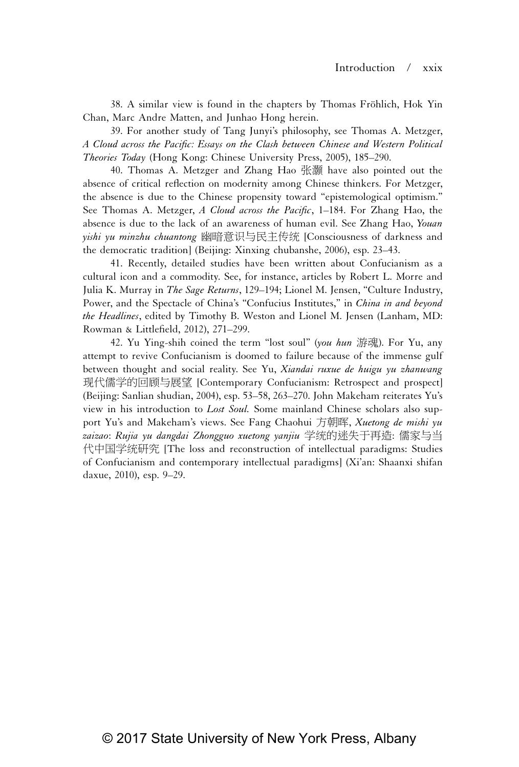38. A similar view is found in the chapters by Thomas Fröhlich, Hok Yin Chan, Marc Andre Matten, and Junhao Hong herein.

39. For another study of Tang Junyi's philosophy, see Thomas A. Metzger, *A Cloud across the Pacific: Essays on the Clash between Chinese and Western Political Theories Today* (Hong Kong: Chinese University Press, 2005), 185–290.

40. Thomas A. Metzger and Zhang Hao 张灏 have also pointed out the absence of critical reflection on modernity among Chinese thinkers. For Metzger, the absence is due to the Chinese propensity toward "epistemological optimism." See Thomas A. Metzger, *A Cloud across the Pacific*, 1–184. For Zhang Hao, the absence is due to the lack of an awareness of human evil. See Zhang Hao, *Youan yishi yu minzhu chuantong* 幽暗意识与民主传统 [Consciousness of darkness and the democratic tradition] (Beijing: Xinxing chubanshe, 2006), esp. 23–43.

41. Recently, detailed studies have been written about Confucianism as a cultural icon and a commodity. See, for instance, articles by Robert L. Morre and Julia K. Murray in *The Sage Returns*, 129–194; Lionel M. Jensen, "Culture Industry, Power, and the Spectacle of China's "Confucius Institutes," in *China in and beyond the Headlines*, edited by Timothy B. Weston and Lionel M. Jensen (Lanham, MD: Rowman & Littlefield, 2012), 271–299.

42. Yu Ying-shih coined the term "lost soul" (*you hun* 游魂). For Yu, any attempt to revive Confucianism is doomed to failure because of the immense gulf between thought and social reality. See Yu, *Xiandai ruxue de huigu yu zhanwang* 现代儒学的回顾与展望 [Contemporary Confucianism: Retrospect and prospect] (Beijing: Sanlian shudian, 2004), esp. 53–58, 263–270. John Makeham reiterates Yu's view in his introduction to *Lost Soul.* Some mainland Chinese scholars also support Yu's and Makeham's views. See Fang Chaohui 方朝晖, *Xuetong de mishi yu zaizao*: *Rujia yu dangdai Zhongguo xuetong yanjiu* 学统的迷失于再造: 儒家与当代中国学统研究 [The loss and reconstruction of intellectual paradigms: Studies of Confucianism and contemporary intellectual paradigms] (Xi'an: Shaanxi shifan daxue, 2010), esp. 9–29.